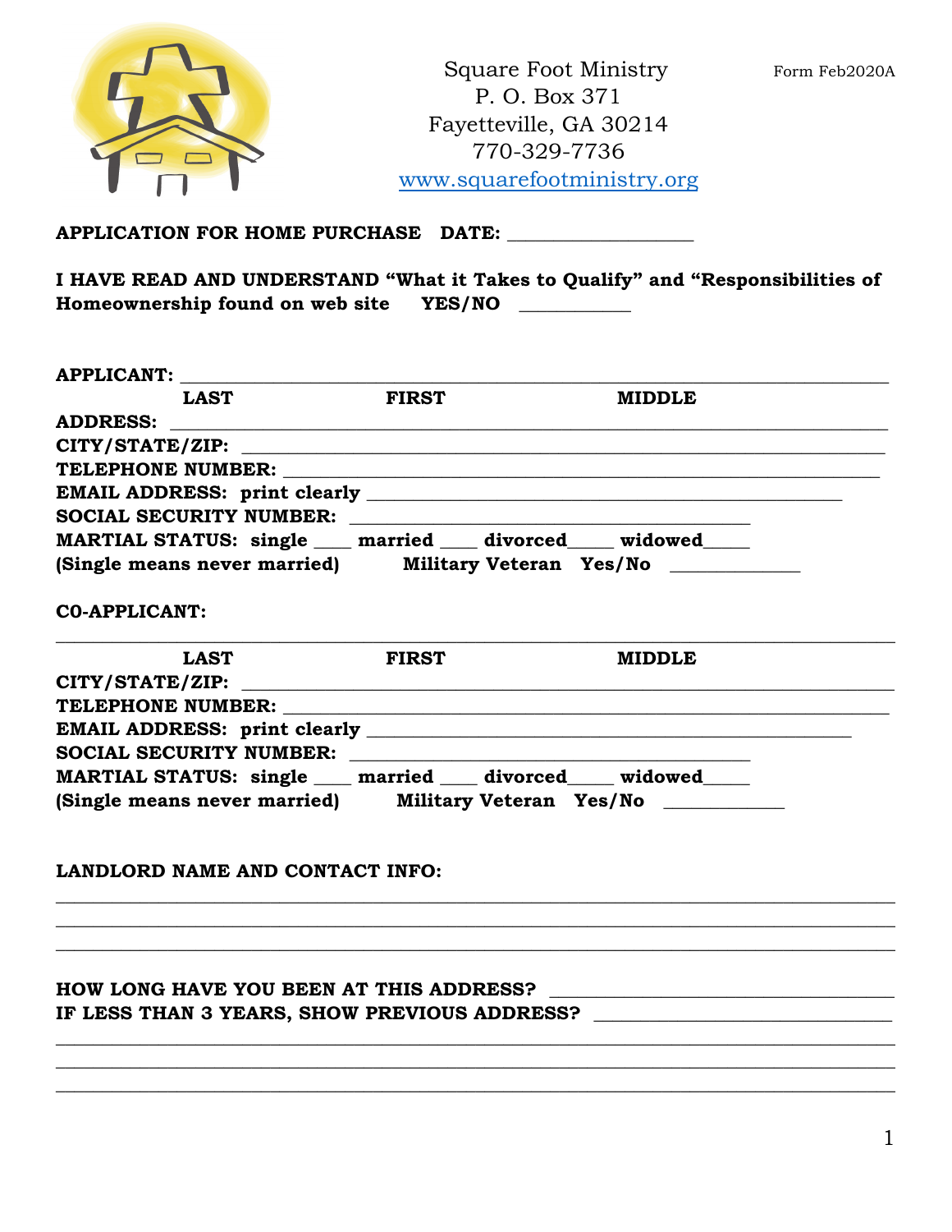Square Foot Ministry
P. O. Box 371
Fayetteville, GA 30214
770-329-7736
www.squarefootministry.org

Form Feb2020A

**APPLICATION FOR HOME PURCHASE DATE: ___________________**

**I HAVE READ AND UNDERSTAND "What it Takes to Qualify" and "Responsibilities of Homeownership found on web site YES/NO ___________**

**APPLICANT: ________________________________________________________________________**
**LAST FIRST MIDDLE**
**ADDRESS: _________________________________________________________________________**
**CITY/STATE/ZIP: ____________________________________________________________________**
**TELEPHONE NUMBER: _________________________________________________________________**
**EMAIL ADDRESS: print clearly _______________________________________________________**
**SOCIAL SECURITY NUMBER: ________________________________________**
**MARTIAL STATUS: single ____ married ____ divorced_____ widowed_____**
**(Single means never married) Military Veteran Yes/No _____________**

**C0-APPLICANT:**

_____________________________________________________________________________________
**LAST FIRST MIDDLE**
**CITY/STATE/ZIP: ____________________________________________________________________**
**TELEPHONE NUMBER: _________________________________________________________________**
**EMAIL ADDRESS: print clearly _______________________________________________________**
**SOCIAL SECURITY NUMBER: ________________________________________**
**MARTIAL STATUS: single ____ married ____ divorced_____ widowed_____**
**(Single means never married) Military Veteran Yes/No ____________**

**LANDLORD NAME AND CONTACT INFO:**

_____________________________________________________________________________________
_____________________________________________________________________________________
_____________________________________________________________________________________

**HOW LONG HAVE YOU BEEN AT THIS ADDRESS? ___________________________________**
**IF LESS THAN 3 YEARS, SHOW PREVIOUS ADDRESS? ______________________________**

_____________________________________________________________________________________
_____________________________________________________________________________________
_____________________________________________________________________________________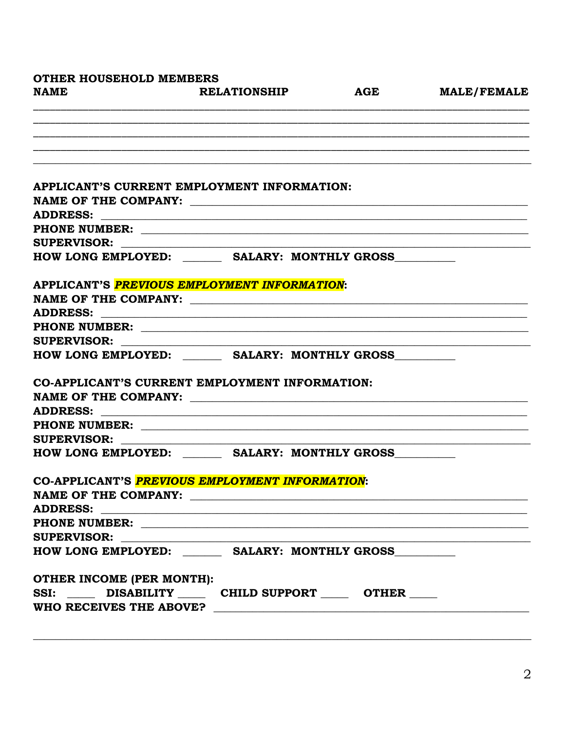**OTHER HOUSEHOLD MEMBERS**

| NAME | RELATIONSHIP | AGE | MALE/FEMALE |
|---|---|---|---|
| | | | |
| | | | |
| | | | |
| | | | |
| | | | |

**APPLICANT'S CURRENT EMPLOYMENT INFORMATION:**

**NAME OF THE COMPANY:** ___________________________________________

**ADDRESS:** ___________________________________________

**PHONE NUMBER:** ___________________________________________

**SUPERVISOR:** ___________________________________________

**HOW LONG EMPLOYED:** _______ **SALARY: MONTHLY GROSS**__________

**APPLICANT'S *PREVIOUS EMPLOYMENT INFORMATION*:**

**NAME OF THE COMPANY:** ___________________________________________

**ADDRESS:** ___________________________________________

**PHONE NUMBER:** ___________________________________________

**SUPERVISOR:** ___________________________________________

**HOW LONG EMPLOYED:** _______ **SALARY: MONTHLY GROSS**__________

**CO-APPLICANT'S CURRENT EMPLOYMENT INFORMATION:**

**NAME OF THE COMPANY:** ___________________________________________

**ADDRESS:** ___________________________________________

**PHONE NUMBER:** ___________________________________________

**SUPERVISOR:** ___________________________________________

**HOW LONG EMPLOYED:** _______ **SALARY: MONTHLY GROSS**__________

**CO-APPLICANT'S *PREVIOUS EMPLOYMENT INFORMATION*:**

**NAME OF THE COMPANY:** ___________________________________________

**ADDRESS:** ___________________________________________

**PHONE NUMBER:** ___________________________________________

**SUPERVISOR:** ___________________________________________

**HOW LONG EMPLOYED:** _______ **SALARY: MONTHLY GROSS**__________

**OTHER INCOME (PER MONTH):**

**SSI:** _____ **DISABILITY** _____ **CHILD SUPPORT** _____ **OTHER** _____

**WHO RECEIVES THE ABOVE?** ___________________________________________

___________________________________________________________________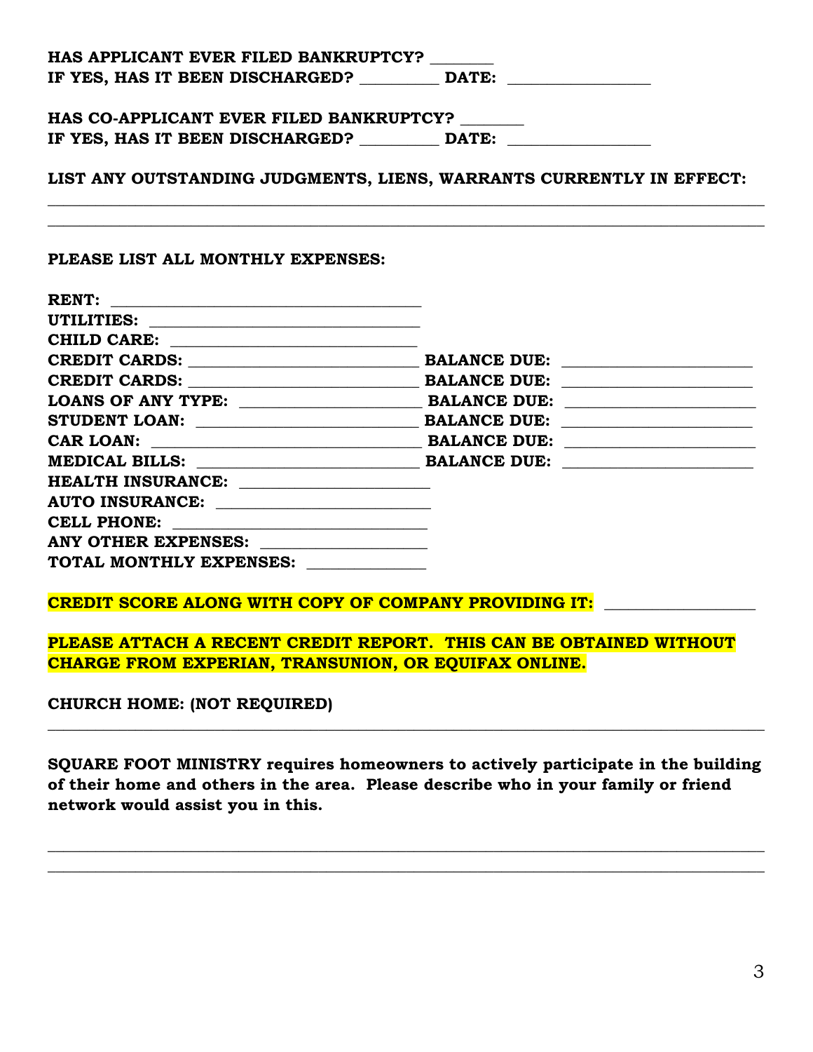**HAS APPLICANT EVER FILED BANKRUPTCY?** _______
**IF YES, HAS IT BEEN DISCHARGED?** _________ **DATE:** ________________

**HAS CO-APPLICANT EVER FILED BANKRUPTCY?** _______
**IF YES, HAS IT BEEN DISCHARGED?** _________ **DATE:** ________________

**LIST ANY OUTSTANDING JUDGMENTS, LIENS, WARRANTS CURRENTLY IN EFFECT:**
_______________________________________________________________________________
_______________________________________________________________________________

**PLEASE LIST ALL MONTHLY EXPENSES:**

**RENT:** ___________________________________
**UTILITIES:** ______________________________
**CHILD CARE:** ____________________________
**CREDIT CARDS:** _________________________ **BALANCE DUE:** ______________________
**CREDIT CARDS:** _________________________ **BALANCE DUE:** ______________________
**LOANS OF ANY TYPE:** ____________________ **BALANCE DUE:** ______________________
**STUDENT LOAN:** _________________________ **BALANCE DUE:** ______________________
**CAR LOAN:** _____________________________ **BALANCE DUE:** ______________________
**MEDICAL BILLS:** ________________________ **BALANCE DUE:** ______________________
**HEALTH INSURANCE:** _____________________
**AUTO INSURANCE:** _______________________
**CELL PHONE:** ___________________________
**ANY OTHER EXPENSES:** ___________________
**TOTAL MONTHLY EXPENSES:** _______________

**CREDIT SCORE ALONG WITH COPY OF COMPANY PROVIDING IT:** __________________

**PLEASE ATTACH A RECENT CREDIT REPORT. THIS CAN BE OBTAINED WITHOUT CHARGE FROM EXPERIAN, TRANSUNION, OR EQUIFAX ONLINE.**

**CHURCH HOME: (NOT REQUIRED)**
_______________________________________________________________________________

**SQUARE FOOT MINISTRY requires homeowners to actively participate in the building of their home and others in the area. Please describe who in your family or friend network would assist you in this.**

_______________________________________________________________________________
_______________________________________________________________________________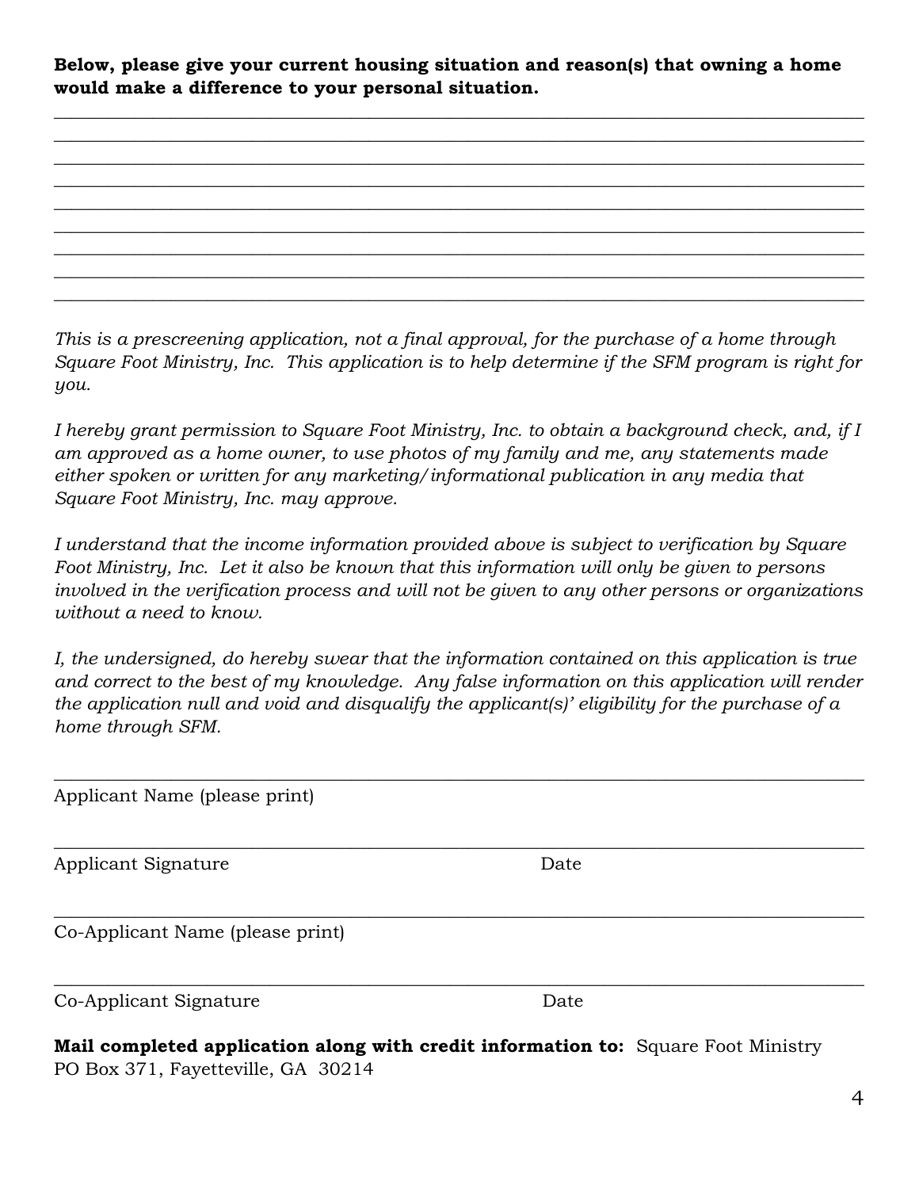**Below, please give your current housing situation and reason(s) that owning a home would make a difference to your personal situation.**

_____________________________________________________________________________
_____________________________________________________________________________
_____________________________________________________________________________
_____________________________________________________________________________
_____________________________________________________________________________
_____________________________________________________________________________
_____________________________________________________________________________
_____________________________________________________________________________
_____________________________________________________________________________

*This is a prescreening application, not a final approval, for the purchase of a home through Square Foot Ministry, Inc. This application is to help determine if the SFM program is right for you.*

*I hereby grant permission to Square Foot Ministry, Inc. to obtain a background check, and, if I am approved as a home owner, to use photos of my family and me, any statements made either spoken or written for any marketing/informational publication in any media that Square Foot Ministry, Inc. may approve.*

*I understand that the income information provided above is subject to verification by Square Foot Ministry, Inc. Let it also be known that this information will only be given to persons involved in the verification process and will not be given to any other persons or organizations without a need to know.*

*I, the undersigned, do hereby swear that the information contained on this application is true and correct to the best of my knowledge. Any false information on this application will render the application null and void and disqualify the applicant(s)' eligibility for the purchase of a home through SFM.*

_____________________________________________________________________________
Applicant Name (please print)

_____________________________________________________________________________
Applicant Signature                                                  Date

_____________________________________________________________________________
Co-Applicant Name (please print)

_____________________________________________________________________________
Co-Applicant Signature                                               Date

**Mail completed application along with credit information to:** Square Foot Ministry
PO Box 371, Fayetteville, GA 30214